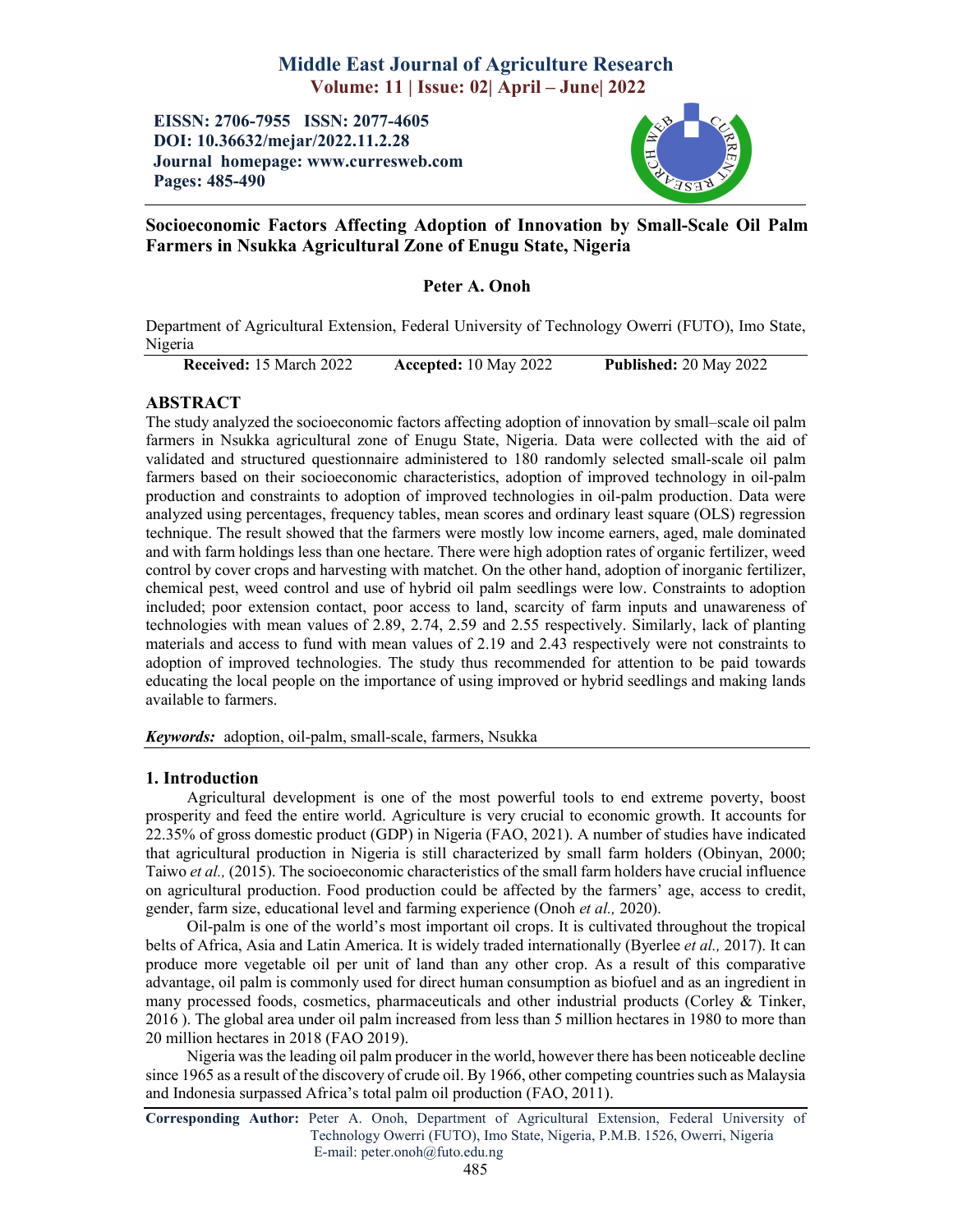# Middle East Journal of Agriculture Research
**Volume: 11 | Issue: 02| April – June| 2022**

**EISSN: 2706-7955 ISSN: 2077-4605**
**DOI: 10.36632/mejar/2022.11.2.28**
**Journal homepage: www.curresweb.com**
**Pages: 485-490**

## Socioeconomic Factors Affecting Adoption of Innovation by Small-Scale Oil Palm Farmers in Nsukka Agricultural Zone of Enugu State, Nigeria

**Peter A. Onoh**

Department of Agricultural Extension, Federal University of Technology Owerri (FUTO), Imo State, Nigeria

**Received:** 15 March 2022 **Accepted:** 10 May 2022 **Published:** 20 May 2022

## ABSTRACT

The study analyzed the socioeconomic factors affecting adoption of innovation by small–scale oil palm farmers in Nsukka agricultural zone of Enugu State, Nigeria. Data were collected with the aid of validated and structured questionnaire administered to 180 randomly selected small-scale oil palm farmers based on their socioeconomic characteristics, adoption of improved technology in oil-palm production and constraints to adoption of improved technologies in oil-palm production. Data were analyzed using percentages, frequency tables, mean scores and ordinary least square (OLS) regression technique. The result showed that the farmers were mostly low income earners, aged, male dominated and with farm holdings less than one hectare. There were high adoption rates of organic fertilizer, weed control by cover crops and harvesting with matchet. On the other hand, adoption of inorganic fertilizer, chemical pest, weed control and use of hybrid oil palm seedlings were low. Constraints to adoption included; poor extension contact, poor access to land, scarcity of farm inputs and unawareness of technologies with mean values of 2.89, 2.74, 2.59 and 2.55 respectively. Similarly, lack of planting materials and access to fund with mean values of 2.19 and 2.43 respectively were not constraints to adoption of improved technologies. The study thus recommended for attention to be paid towards educating the local people on the importance of using improved or hybrid seedlings and making lands available to farmers.

***Keywords:*** adoption, oil-palm, small-scale, farmers, Nsukka

## 1. Introduction

Agricultural development is one of the most powerful tools to end extreme poverty, boost prosperity and feed the entire world. Agriculture is very crucial to economic growth. It accounts for 22.35% of gross domestic product (GDP) in Nigeria (FAO, 2021). A number of studies have indicated that agricultural production in Nigeria is still characterized by small farm holders (Obinyan, 2000; Taiwo *et al.,* (2015). The socioeconomic characteristics of the small farm holders have crucial influence on agricultural production. Food production could be affected by the farmers' age, access to credit, gender, farm size, educational level and farming experience (Onoh *et al.,* 2020).

Oil-palm is one of the world's most important oil crops. It is cultivated throughout the tropical belts of Africa, Asia and Latin America. It is widely traded internationally (Byerlee *et al.,* 2017). It can produce more vegetable oil per unit of land than any other crop. As a result of this comparative advantage, oil palm is commonly used for direct human consumption as biofuel and as an ingredient in many processed foods, cosmetics, pharmaceuticals and other industrial products (Corley & Tinker, 2016 ). The global area under oil palm increased from less than 5 million hectares in 1980 to more than 20 million hectares in 2018 (FAO 2019).

Nigeria was the leading oil palm producer in the world, however there has been noticeable decline since 1965 as a result of the discovery of crude oil. By 1966, other competing countries such as Malaysia and Indonesia surpassed Africa's total palm oil production (FAO, 2011).

**Corresponding Author:** Peter A. Onoh, Department of Agricultural Extension, Federal University of Technology Owerri (FUTO), Imo State, Nigeria, P.M.B. 1526, Owerri, Nigeria
E-mail: peter.onoh@futo.edu.ng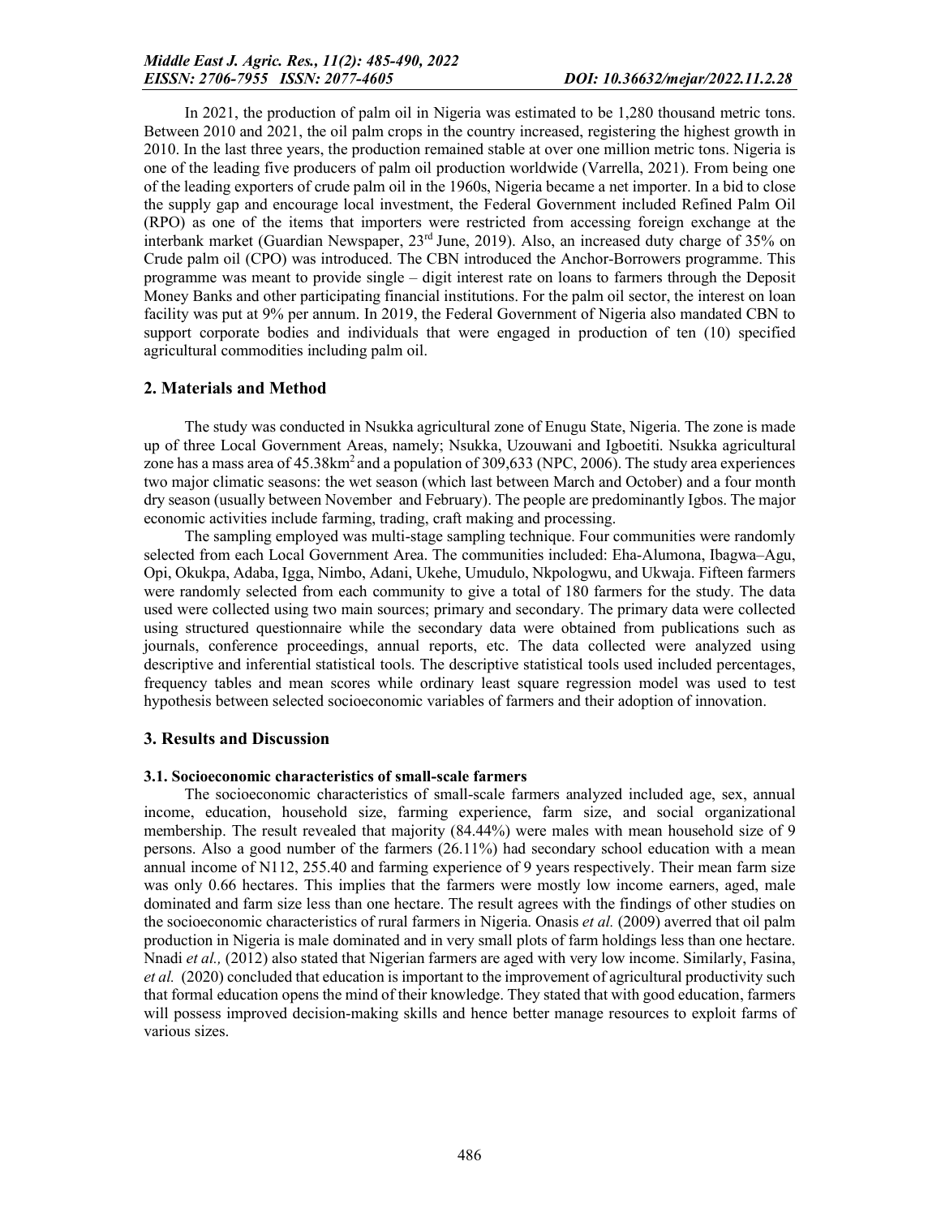In 2021, the production of palm oil in Nigeria was estimated to be 1,280 thousand metric tons. Between 2010 and 2021, the oil palm crops in the country increased, registering the highest growth in 2010. In the last three years, the production remained stable at over one million metric tons. Nigeria is one of the leading five producers of palm oil production worldwide (Varrella, 2021). From being one of the leading exporters of crude palm oil in the 1960s, Nigeria became a net importer. In a bid to close the supply gap and encourage local investment, the Federal Government included Refined Palm Oil (RPO) as one of the items that importers were restricted from accessing foreign exchange at the interbank market (Guardian Newspaper, 23rd June, 2019). Also, an increased duty charge of 35% on Crude palm oil (CPO) was introduced. The CBN introduced the Anchor-Borrowers programme. This programme was meant to provide single – digit interest rate on loans to farmers through the Deposit Money Banks and other participating financial institutions. For the palm oil sector, the interest on loan facility was put at 9% per annum. In 2019, the Federal Government of Nigeria also mandated CBN to support corporate bodies and individuals that were engaged in production of ten (10) specified agricultural commodities including palm oil.

## 2. Materials and Method

The study was conducted in Nsukka agricultural zone of Enugu State, Nigeria. The zone is made up of three Local Government Areas, namely; Nsukka, Uzouwani and Igboetiti. Nsukka agricultural zone has a mass area of 45.38km$^2$ and a population of 309,633 (NPC, 2006). The study area experiences two major climatic seasons: the wet season (which last between March and October) and a four month dry season (usually between November and February). The people are predominantly Igbos. The major economic activities include farming, trading, craft making and processing.

The sampling employed was multi-stage sampling technique. Four communities were randomly selected from each Local Government Area. The communities included: Eha-Alumona, Ibagwa–Agu, Opi, Okukpa, Adaba, Igga, Nimbo, Adani, Ukehe, Umudulo, Nkpologwu, and Ukwaja. Fifteen farmers were randomly selected from each community to give a total of 180 farmers for the study. The data used were collected using two main sources; primary and secondary. The primary data were collected using structured questionnaire while the secondary data were obtained from publications such as journals, conference proceedings, annual reports, etc. The data collected were analyzed using descriptive and inferential statistical tools. The descriptive statistical tools used included percentages, frequency tables and mean scores while ordinary least square regression model was used to test hypothesis between selected socioeconomic variables of farmers and their adoption of innovation.

## 3. Results and Discussion

### 3.1. Socioeconomic characteristics of small-scale farmers

The socioeconomic characteristics of small-scale farmers analyzed included age, sex, annual income, education, household size, farming experience, farm size, and social organizational membership. The result revealed that majority (84.44%) were males with mean household size of 9 persons. Also a good number of the farmers (26.11%) had secondary school education with a mean annual income of N112, 255.40 and farming experience of 9 years respectively. Their mean farm size was only 0.66 hectares. This implies that the farmers were mostly low income earners, aged, male dominated and farm size less than one hectare. The result agrees with the findings of other studies on the socioeconomic characteristics of rural farmers in Nigeria. Onasis *et al.* (2009) averred that oil palm production in Nigeria is male dominated and in very small plots of farm holdings less than one hectare. Nnadi *et al.,* (2012) also stated that Nigerian farmers are aged with very low income. Similarly, Fasina, *et al.* (2020) concluded that education is important to the improvement of agricultural productivity such that formal education opens the mind of their knowledge. They stated that with good education, farmers will possess improved decision-making skills and hence better manage resources to exploit farms of various sizes.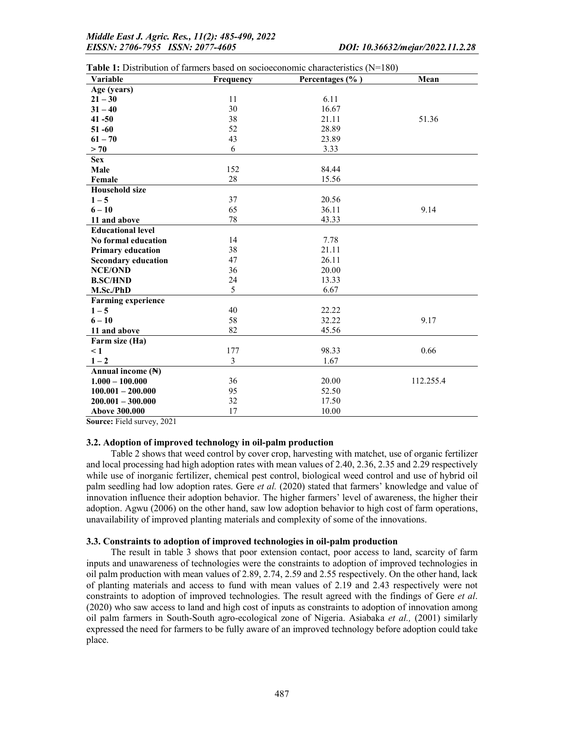**Table 1:** Distribution of farmers based on socioeconomic characteristics (N=180)

| Variable | Frequency | Percentages (% ) | Mean |
|---|---|---|---|
| **Age (years)** | | | |
| **21 – 30** | 11 | 6.11 | |
| **31 – 40** | 30 | 16.67 | |
| **41 -50** | 38 | 21.11 | 51.36 |
| **51 -60** | 52 | 28.89 | |
| **61 – 70** | 43 | 23.89 | |
| **> 70** | 6 | 3.33 | |
| **Sex** | | | |
| **Male** | 152 | 84.44 | |
| **Female** | 28 | 15.56 | |
| **Household size** | | | |
| **1 – 5** | 37 | 20.56 | |
| **6 – 10** | 65 | 36.11 | 9.14 |
| **11 and above** | 78 | 43.33 | |
| **Educational level** | | | |
| **No formal education** | 14 | 7.78 | |
| **Primary education** | 38 | 21.11 | |
| **Secondary education** | 47 | 26.11 | |
| **NCE/OND** | 36 | 20.00 | |
| **B.SC/HND** | 24 | 13.33 | |
| **M.Sc./PhD** | 5 | 6.67 | |
| **Farming experience** | | | |
| **1 – 5** | 40 | 22.22 | |
| **6 – 10** | 58 | 32.22 | 9.17 |
| **11 and above** | 82 | 45.56 | |
| **Farm size (Ha)** | | | |
| **< 1** | 177 | 98.33 | 0.66 |
| **1 – 2** | 3 | 1.67 | |
| **Annual income (₦)** | | | |
| **1.000 – 100.000** | 36 | 20.00 | 112.255.4 |
| **100.001 – 200.000** | 95 | 52.50 | |
| **200.001 – 300.000** | 32 | 17.50 | |
| **Above 300.000** | 17 | 10.00 | |

**Source:** Field survey, 2021

### 3.2. Adoption of improved technology in oil-palm production

Table 2 shows that weed control by cover crop, harvesting with matchet, use of organic fertilizer and local processing had high adoption rates with mean values of 2.40, 2.36, 2.35 and 2.29 respectively while use of inorganic fertilizer, chemical pest control, biological weed control and use of hybrid oil palm seedling had low adoption rates. Gere *et al.* (2020) stated that farmers' knowledge and value of innovation influence their adoption behavior. The higher farmers' level of awareness, the higher their adoption. Agwu (2006) on the other hand, saw low adoption behavior to high cost of farm operations, unavailability of improved planting materials and complexity of some of the innovations.

### 3.3. Constraints to adoption of improved technologies in oil-palm production

The result in table 3 shows that poor extension contact, poor access to land, scarcity of farm inputs and unawareness of technologies were the constraints to adoption of improved technologies in oil palm production with mean values of 2.89, 2.74, 2.59 and 2.55 respectively. On the other hand, lack of planting materials and access to fund with mean values of 2.19 and 2.43 respectively were not constraints to adoption of improved technologies. The result agreed with the findings of Gere *et al*. (2020) who saw access to land and high cost of inputs as constraints to adoption of innovation among oil palm farmers in South-South agro-ecological zone of Nigeria. Asiabaka *et al.,* (2001) similarly expressed the need for farmers to be fully aware of an improved technology before adoption could take place.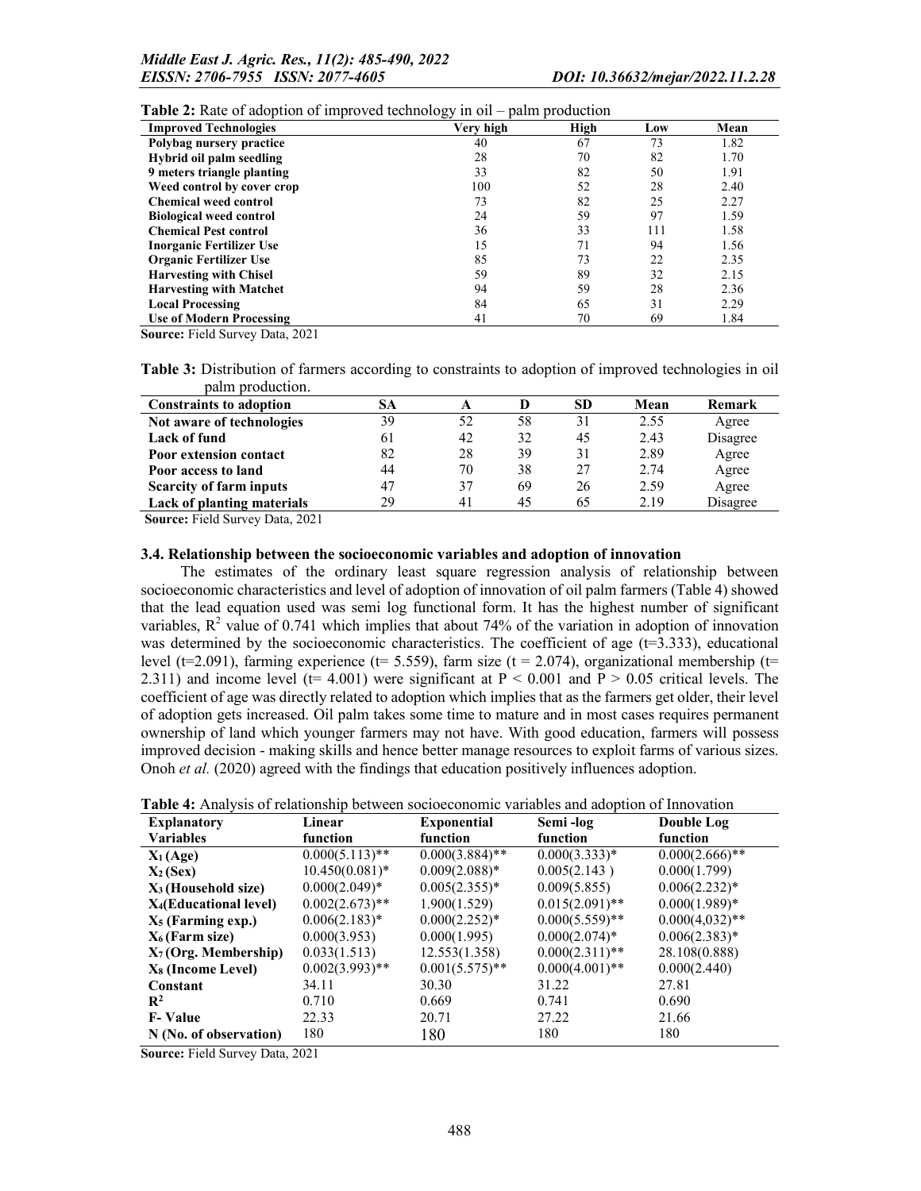**Table 2:** Rate of adoption of improved technology in oil – palm production

| Improved Technologies | Very high | High | Low | Mean |
|---|---|---|---|---|
| Polybag nursery practice | 40 | 67 | 73 | 1.82 |
| Hybrid oil palm seedling | 28 | 70 | 82 | 1.70 |
| 9 meters triangle planting | 33 | 82 | 50 | 1.91 |
| Weed control by cover crop | 100 | 52 | 28 | 2.40 |
| Chemical weed control | 73 | 82 | 25 | 2.27 |
| Biological weed control | 24 | 59 | 97 | 1.59 |
| Chemical Pest control | 36 | 33 | 111 | 1.58 |
| Inorganic Fertilizer Use | 15 | 71 | 94 | 1.56 |
| Organic Fertilizer Use | 85 | 73 | 22 | 2.35 |
| Harvesting with Chisel | 59 | 89 | 32 | 2.15 |
| Harvesting with Matchet | 94 | 59 | 28 | 2.36 |
| Local Processing | 84 | 65 | 31 | 2.29 |
| Use of Modern Processing | 41 | 70 | 69 | 1.84 |

**Source:** Field Survey Data, 2021

**Table 3:** Distribution of farmers according to constraints to adoption of improved technologies in oil palm production.

| Constraints to adoption | SA | A | D | SD | Mean | Remark |
|---|---|---|---|---|---|---|
| Not aware of technologies | 39 | 52 | 58 | 31 | 2.55 | Agree |
| Lack of fund | 61 | 42 | 32 | 45 | 2.43 | Disagree |
| Poor extension contact | 82 | 28 | 39 | 31 | 2.89 | Agree |
| Poor access to land | 44 | 70 | 38 | 27 | 2.74 | Agree |
| Scarcity of farm inputs | 47 | 37 | 69 | 26 | 2.59 | Agree |
| Lack of planting materials | 29 | 41 | 45 | 65 | 2.19 | Disagree |

**Source:** Field Survey Data, 2021

### 3.4. Relationship between the socioeconomic variables and adoption of innovation

The estimates of the ordinary least square regression analysis of relationship between socioeconomic characteristics and level of adoption of innovation of oil palm farmers (Table 4) showed that the lead equation used was semi log functional form. It has the highest number of significant variables, $R^2$ value of 0.741 which implies that about 74% of the variation in adoption of innovation was determined by the socioeconomic characteristics. The coefficient of age (t=3.333), educational level (t=2.091), farming experience (t= 5.559), farm size (t = 2.074), organizational membership (t= 2.311) and income level (t= 4.001) were significant at $P < 0.001$ and $P > 0.05$ critical levels. The coefficient of age was directly related to adoption which implies that as the farmers get older, their level of adoption gets increased. Oil palm takes some time to mature and in most cases requires permanent ownership of land which younger farmers may not have. With good education, farmers will possess improved decision - making skills and hence better manage resources to exploit farms of various sizes. Onoh *et al.* (2020) agreed with the findings that education positively influences adoption.

**Table 4:** Analysis of relationship between socioeconomic variables and adoption of Innovation

| Explanatory Variables | Linear function | Exponential function | Semi -log function | Double Log function |
|---|---|---|---|---|
| $X_1$ (Age) | 0.000(5.113)** | 0.000(3.884)** | 0.000(3.333)* | 0.000(2.666)** |
| $X_2$ (Sex) | 10.450(0.081)* | 0.009(2.088)* | 0.005(2.143 ) | 0.000(1.799) |
| $X_3$ (Household size) | 0.000(2.049)* | 0.005(2.355)* | 0.009(5.855) | 0.006(2.232)* |
| $X_4$(Educational level) | 0.002(2.673)** | 1.900(1.529) | 0.015(2.091)** | 0.000(1.989)* |
| $X_5$ (Farming exp.) | 0.006(2.183)* | 0.000(2.252)* | 0.000(5.559)** | 0.000(4,032)** |
| $X_6$ (Farm size) | 0.000(3.953) | 0.000(1.995) | 0.000(2.074)* | 0.006(2.383)* |
| $X_7$ (Org. Membership) | 0.033(1.513) | 12.553(1.358) | 0.000(2.311)** | 28.108(0.888) |
| $X_8$ (Income Level) | 0.002(3.993)** | 0.001(5.575)** | 0.000(4.001)** | 0.000(2.440) |
| Constant | 34.11 | 30.30 | 31.22 | 27.81 |
| $R^2$ | 0.710 | 0.669 | 0.741 | 0.690 |
| F- Value | 22.33 | 20.71 | 27.22 | 21.66 |
| N (No. of observation) | 180 | 180 | 180 | 180 |

**Source:** Field Survey Data, 2021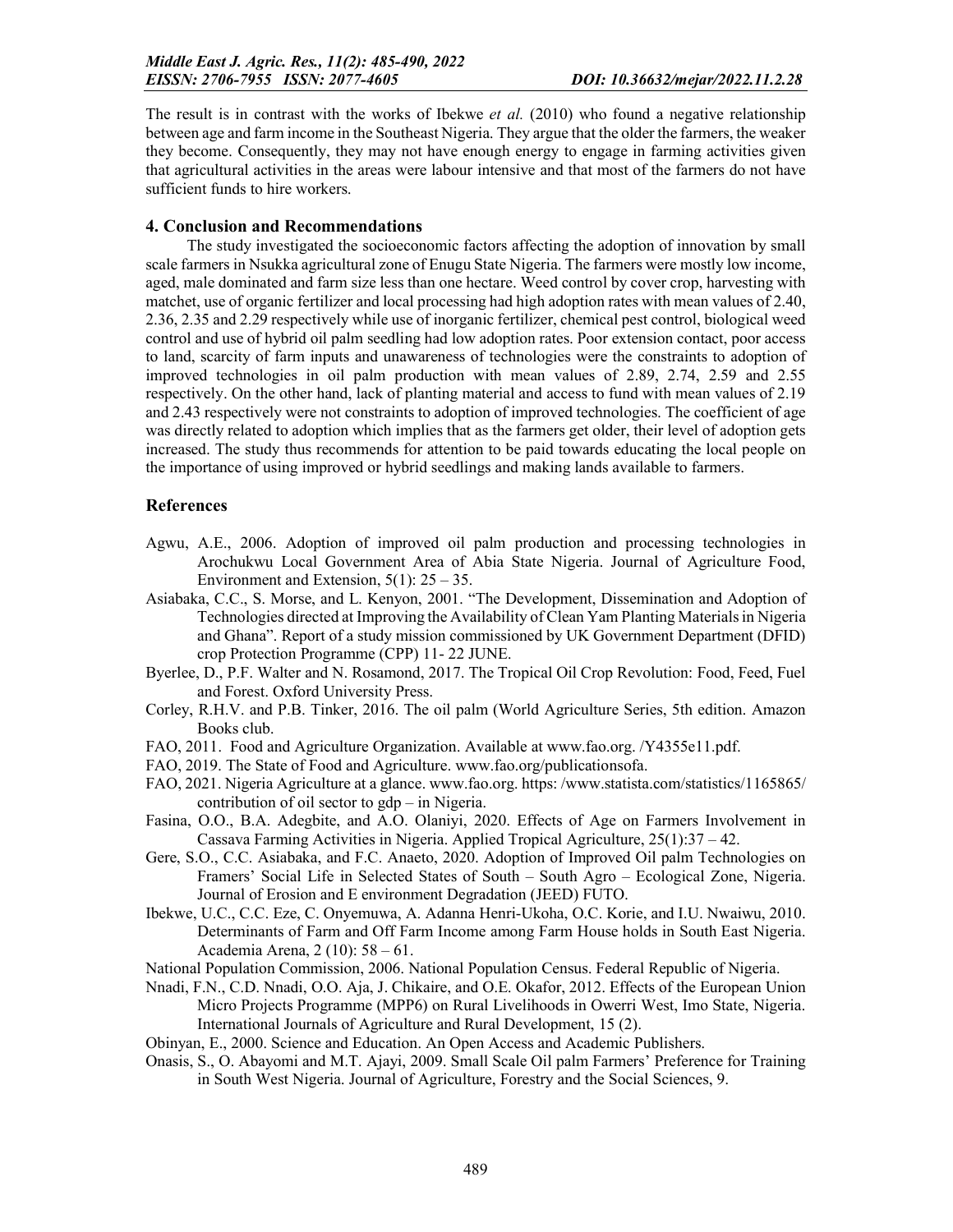The result is in contrast with the works of Ibekwe *et al.* (2010) who found a negative relationship between age and farm income in the Southeast Nigeria. They argue that the older the farmers, the weaker they become. Consequently, they may not have enough energy to engage in farming activities given that agricultural activities in the areas were labour intensive and that most of the farmers do not have sufficient funds to hire workers.

## 4. Conclusion and Recommendations

The study investigated the socioeconomic factors affecting the adoption of innovation by small scale farmers in Nsukka agricultural zone of Enugu State Nigeria. The farmers were mostly low income, aged, male dominated and farm size less than one hectare. Weed control by cover crop, harvesting with matchet, use of organic fertilizer and local processing had high adoption rates with mean values of 2.40, 2.36, 2.35 and 2.29 respectively while use of inorganic fertilizer, chemical pest control, biological weed control and use of hybrid oil palm seedling had low adoption rates. Poor extension contact, poor access to land, scarcity of farm inputs and unawareness of technologies were the constraints to adoption of improved technologies in oil palm production with mean values of 2.89, 2.74, 2.59 and 2.55 respectively. On the other hand, lack of planting material and access to fund with mean values of 2.19 and 2.43 respectively were not constraints to adoption of improved technologies. The coefficient of age was directly related to adoption which implies that as the farmers get older, their level of adoption gets increased. The study thus recommends for attention to be paid towards educating the local people on the importance of using improved or hybrid seedlings and making lands available to farmers.

## References

Agwu, A.E., 2006. Adoption of improved oil palm production and processing technologies in Arochukwu Local Government Area of Abia State Nigeria. Journal of Agriculture Food, Environment and Extension, 5(1): 25 – 35.

Asiabaka, C.C., S. Morse, and L. Kenyon, 2001. "The Development, Dissemination and Adoption of Technologies directed at Improving the Availability of Clean Yam Planting Materials in Nigeria and Ghana". Report of a study mission commissioned by UK Government Department (DFID) crop Protection Programme (CPP) 11- 22 JUNE.

Byerlee, D., P.F. Walter and N. Rosamond, 2017. The Tropical Oil Crop Revolution: Food, Feed, Fuel and Forest. Oxford University Press.

Corley, R.H.V. and P.B. Tinker, 2016. The oil palm (World Agriculture Series, 5th edition. Amazon Books club.

FAO, 2011. Food and Agriculture Organization. Available at www.fao.org. /Y4355e11.pdf.

FAO, 2019. The State of Food and Agriculture. www.fao.org/publicationsofa.

FAO, 2021. Nigeria Agriculture at a glance. www.fao.org. https: /www.statista.com/statistics/1165865/ contribution of oil sector to gdp – in Nigeria.

Fasina, O.O., B.A. Adegbite, and A.O. Olaniyi, 2020. Effects of Age on Farmers Involvement in Cassava Farming Activities in Nigeria. Applied Tropical Agriculture, 25(1):37 – 42.

Gere, S.O., C.C. Asiabaka, and F.C. Anaeto, 2020. Adoption of Improved Oil palm Technologies on Framers' Social Life in Selected States of South – South Agro – Ecological Zone, Nigeria. Journal of Erosion and E environment Degradation (JEED) FUTO.

Ibekwe, U.C., C.C. Eze, C. Onyemuwa, A. Adanna Henri-Ukoha, O.C. Korie, and I.U. Nwaiwu, 2010. Determinants of Farm and Off Farm Income among Farm House holds in South East Nigeria. Academia Arena, 2 (10): 58 – 61.

National Population Commission, 2006. National Population Census. Federal Republic of Nigeria.

Nnadi, F.N., C.D. Nnadi, O.O. Aja, J. Chikaire, and O.E. Okafor, 2012. Effects of the European Union Micro Projects Programme (MPP6) on Rural Livelihoods in Owerri West, Imo State, Nigeria. International Journals of Agriculture and Rural Development, 15 (2).

Obinyan, E., 2000. Science and Education. An Open Access and Academic Publishers.

Onasis, S., O. Abayomi and M.T. Ajayi, 2009. Small Scale Oil palm Farmers' Preference for Training in South West Nigeria. Journal of Agriculture, Forestry and the Social Sciences, 9.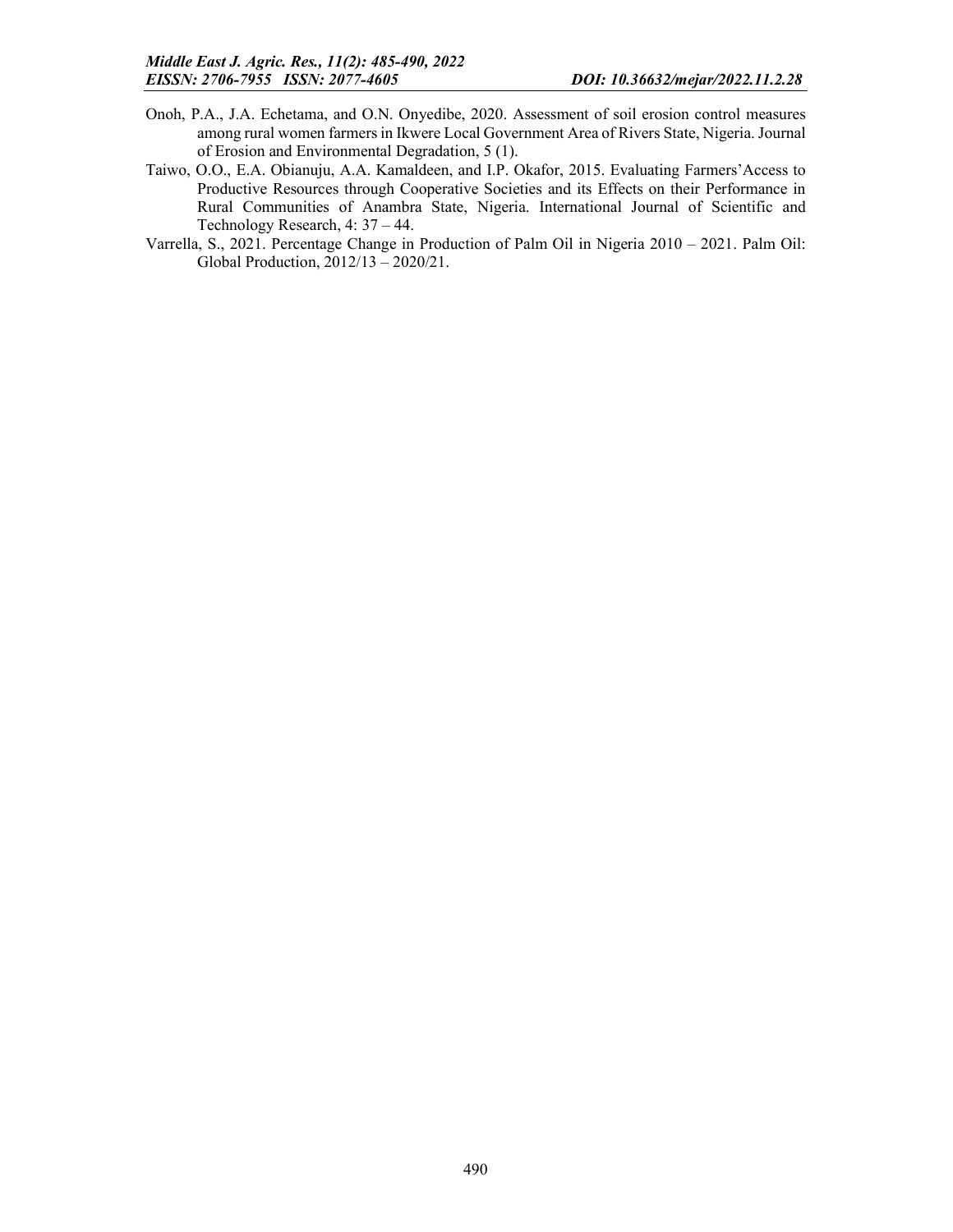Onoh, P.A., J.A. Echetama, and O.N. Onyedibe, 2020. Assessment of soil erosion control measures among rural women farmers in Ikwere Local Government Area of Rivers State, Nigeria. Journal of Erosion and Environmental Degradation, 5 (1).

Taiwo, O.O., E.A. Obianuju, A.A. Kamaldeen, and I.P. Okafor, 2015. Evaluating Farmers'Access to Productive Resources through Cooperative Societies and its Effects on their Performance in Rural Communities of Anambra State, Nigeria. International Journal of Scientific and Technology Research, 4: 37 – 44.

Varrella, S., 2021. Percentage Change in Production of Palm Oil in Nigeria 2010 – 2021. Palm Oil: Global Production, 2012/13 – 2020/21.